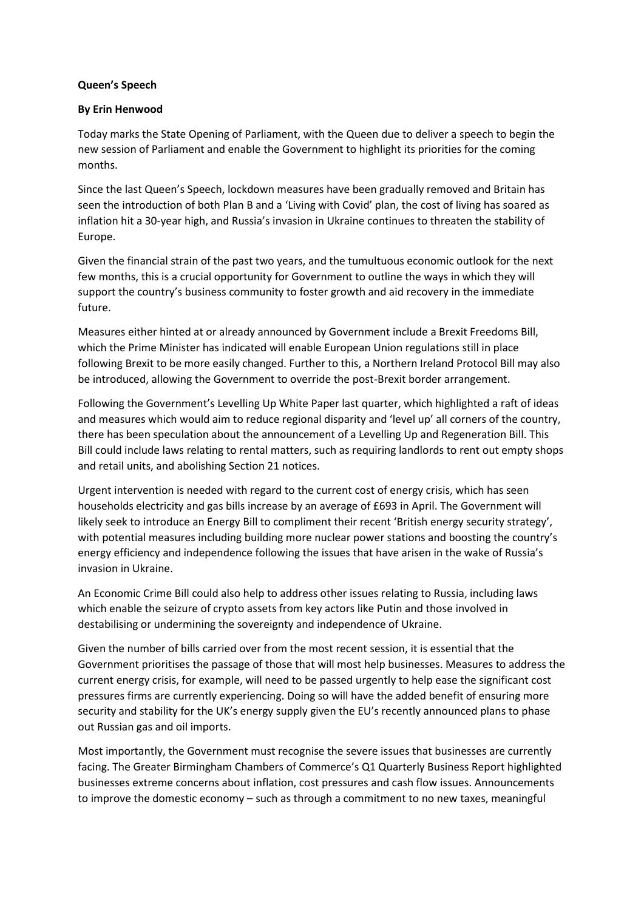**Queen's Speech**

**By Erin Henwood**

Today marks the State Opening of Parliament, with the Queen due to deliver a speech to begin the new session of Parliament and enable the Government to highlight its priorities for the coming months.

Since the last Queen's Speech, lockdown measures have been gradually removed and Britain has seen the introduction of both Plan B and a 'Living with Covid' plan, the cost of living has soared as inflation hit a 30-year high, and Russia's invasion in Ukraine continues to threaten the stability of Europe.

Given the financial strain of the past two years, and the tumultuous economic outlook for the next few months, this is a crucial opportunity for Government to outline the ways in which they will support the country's business community to foster growth and aid recovery in the immediate future.

Measures either hinted at or already announced by Government include a Brexit Freedoms Bill, which the Prime Minister has indicated will enable European Union regulations still in place following Brexit to be more easily changed. Further to this, a Northern Ireland Protocol Bill may also be introduced, allowing the Government to override the post-Brexit border arrangement.

Following the Government's Levelling Up White Paper last quarter, which highlighted a raft of ideas and measures which would aim to reduce regional disparity and 'level up' all corners of the country, there has been speculation about the announcement of a Levelling Up and Regeneration Bill. This Bill could include laws relating to rental matters, such as requiring landlords to rent out empty shops and retail units, and abolishing Section 21 notices.

Urgent intervention is needed with regard to the current cost of energy crisis, which has seen households electricity and gas bills increase by an average of £693 in April. The Government will likely seek to introduce an Energy Bill to compliment their recent 'British energy security strategy', with potential measures including building more nuclear power stations and boosting the country's energy efficiency and independence following the issues that have arisen in the wake of Russia's invasion in Ukraine.

An Economic Crime Bill could also help to address other issues relating to Russia, including laws which enable the seizure of crypto assets from key actors like Putin and those involved in destabilising or undermining the sovereignty and independence of Ukraine.

Given the number of bills carried over from the most recent session, it is essential that the Government prioritises the passage of those that will most help businesses. Measures to address the current energy crisis, for example, will need to be passed urgently to help ease the significant cost pressures firms are currently experiencing. Doing so will have the added benefit of ensuring more security and stability for the UK's energy supply given the EU's recently announced plans to phase out Russian gas and oil imports.

Most importantly, the Government must recognise the severe issues that businesses are currently facing. The Greater Birmingham Chambers of Commerce's Q1 Quarterly Business Report highlighted businesses extreme concerns about inflation, cost pressures and cash flow issues. Announcements to improve the domestic economy – such as through a commitment to no new taxes, meaningful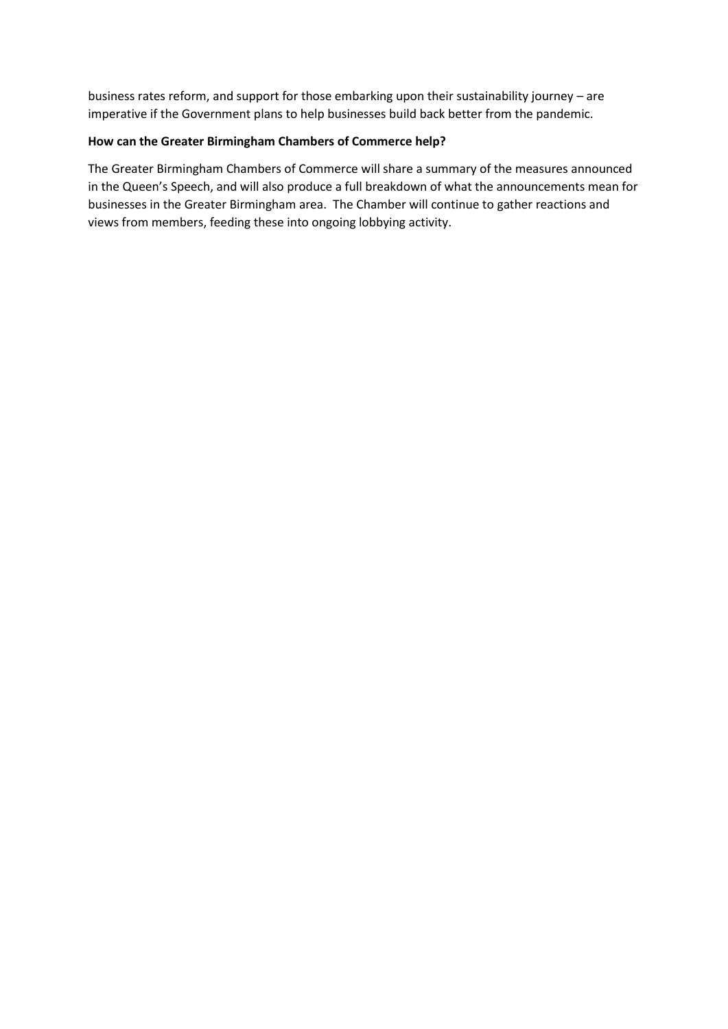business rates reform, and support for those embarking upon their sustainability journey – are imperative if the Government plans to help businesses build back better from the pandemic.

**How can the Greater Birmingham Chambers of Commerce help?**

The Greater Birmingham Chambers of Commerce will share a summary of the measures announced in the Queen's Speech, and will also produce a full breakdown of what the announcements mean for businesses in the Greater Birmingham area. The Chamber will continue to gather reactions and views from members, feeding these into ongoing lobbying activity.